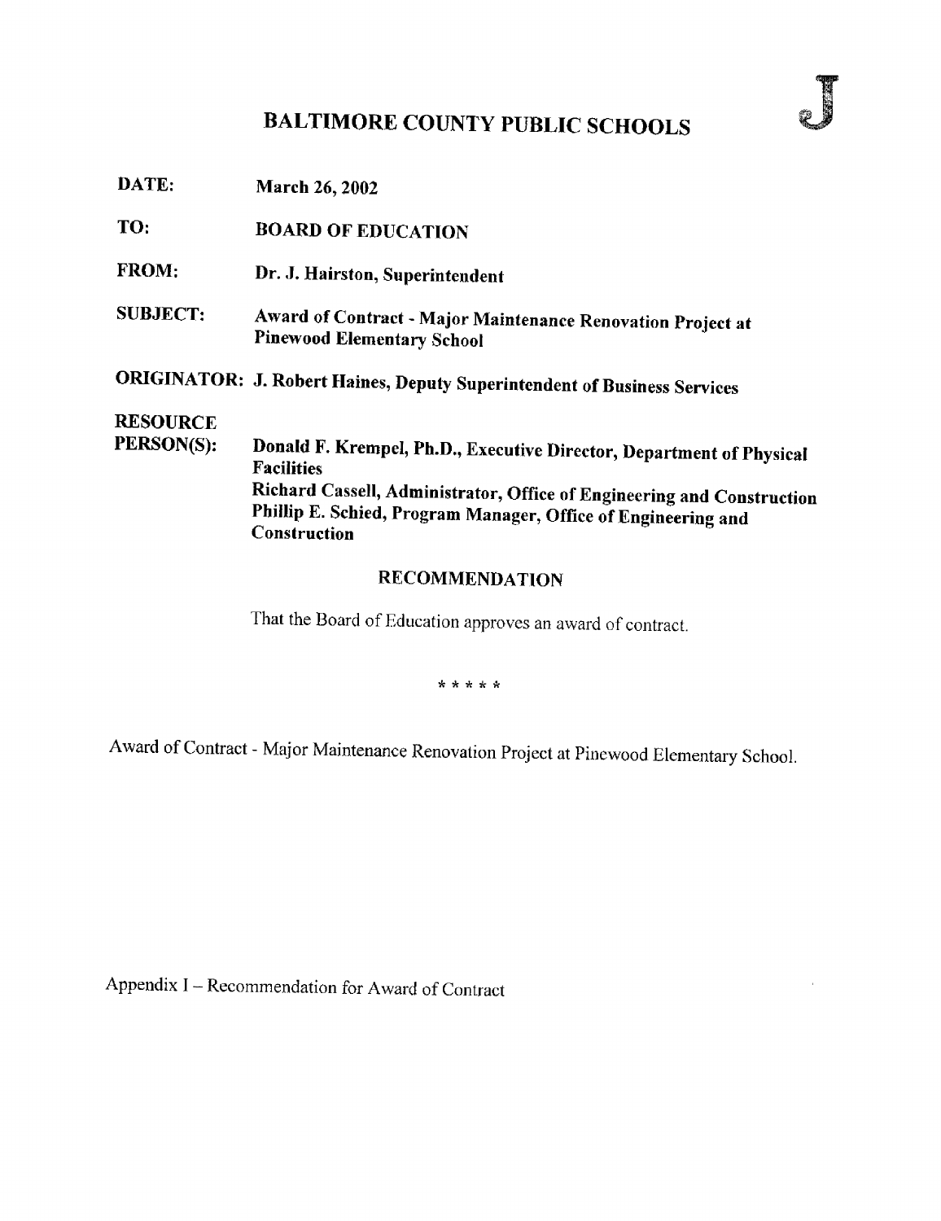J

# BALTIMORE COUNTY PUBLIC SCHOOLS

**DATE:** March 26, 2002

**TO:** BOARD OF EDUCATION

**FROM:** Dr. J. Hairston, Superintendent

**SUBJECT:** Award of Contract - Major Maintenance Renovation Project at Pinewood Elementary School

**ORIGINATOR:** J. Robert Haines, Deputy Superintendent of Business Services

**RESOURCE PERSON(S):** Donald F. Krempel, Ph.D., Executive Director, Department of Physical Facilities
Richard Cassell, Administrator, Office of Engineering and Construction
Phillip E. Schied, Program Manager, Office of Engineering and Construction

## RECOMMENDATION

That the Board of Education approves an award of contract.

\* \* \* \* \*

Award of Contract - Major Maintenance Renovation Project at Pinewood Elementary School.

Appendix I – Recommendation for Award of Contract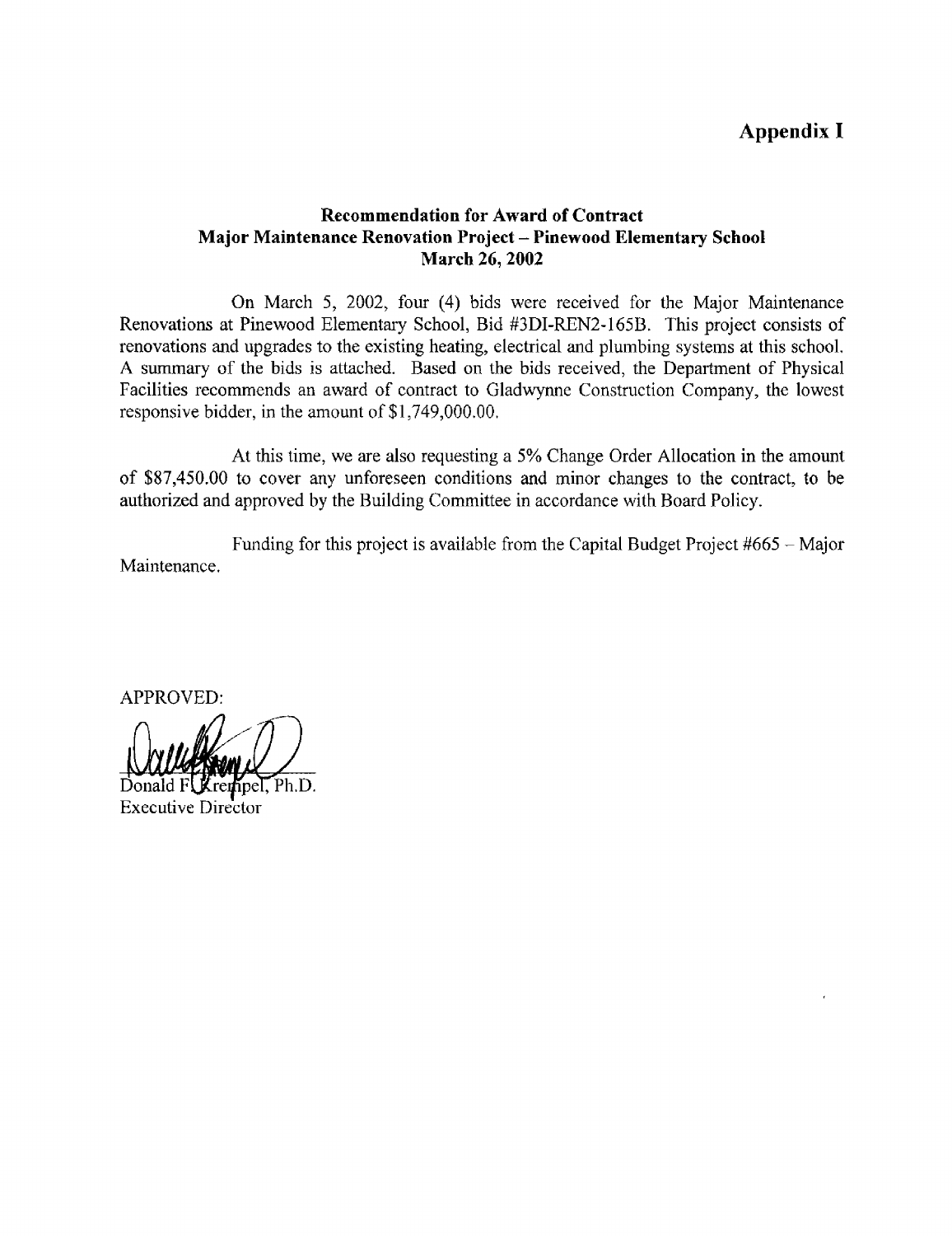# Appendix I

**Recommendation for Award of Contract**
**Major Maintenance Renovation Project – Pinewood Elementary School**
**March 26, 2002**

On March 5, 2002, four (4) bids were received for the Major Maintenance Renovations at Pinewood Elementary School, Bid #3DI-REN2-165B. This project consists of renovations and upgrades to the existing heating, electrical and plumbing systems at this school. A summary of the bids is attached. Based on the bids received, the Department of Physical Facilities recommends an award of contract to Gladwynne Construction Company, the lowest responsive bidder, in the amount of $1,749,000.00.

At this time, we are also requesting a 5% Change Order Allocation in the amount of $87,450.00 to cover any unforeseen conditions and minor changes to the contract, to be authorized and approved by the Building Committee in accordance with Board Policy.

Funding for this project is available from the Capital Budget Project #665 – Major Maintenance.

APPROVED:

Donald F. Krempel, Ph.D.
Executive Director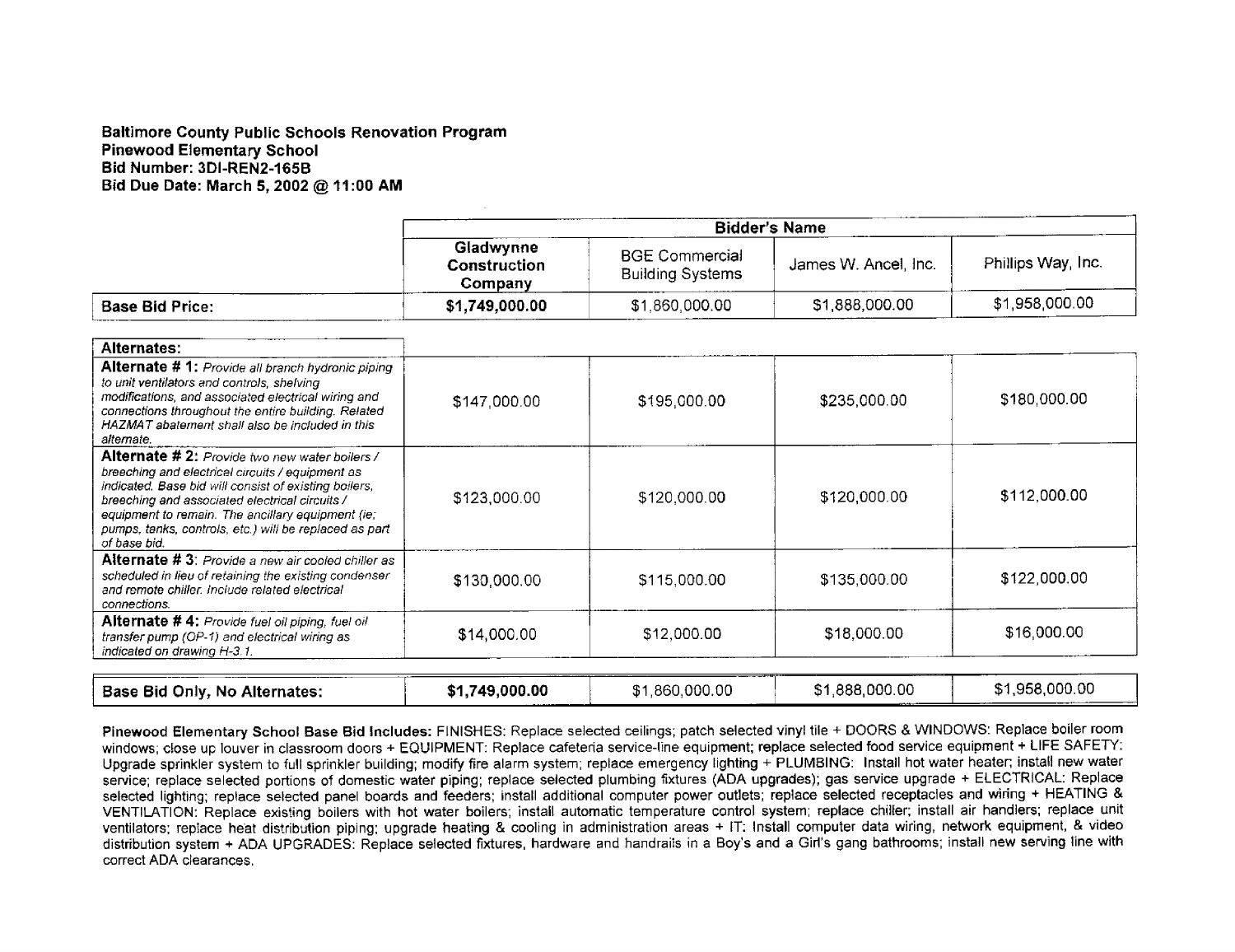**Baltimore County Public Schools Renovation Program**
**Pinewood Elementary School**
**Bid Number: 3DI-REN2-165B**
**Bid Due Date: March 5, 2002 @ 11:00 AM**

| | Bidder's Name | | | |
|---|---|---|---|---|
| | **Gladwynne Construction Company** | BGE Commercial Building Systems | James W. Ancel, Inc. | Phillips Way, Inc. |
| **Base Bid Price:** | **$1,749,000.00** | $1,860,000.00 | $1,888,000.00 | $1,958,000.00 |
| **Alternates:** | | | | |
| **Alternate # 1:** *Provide all branch hydronic piping to unit ventilators and controls, shelving modifications, and associated electrical wiring and connections throughout the entire building. Related HAZMAT abatement shall also be included in this alternate.* | $147,000.00 | $195,000.00 | $235,000.00 | $180,000.00 |
| **Alternate # 2:** *Provide two new water boilers / breeching and electrical circuits / equipment as indicated. Base bid will consist of existing boilers, breeching and associated electrical circuits / equipment to remain. The ancillary equipment (ie; pumps, tanks, controls, etc.) will be replaced as part of base bid.* | $123,000.00 | $120,000.00 | $120,000.00 | $112,000.00 |
| **Alternate # 3:** *Provide a new air cooled chiller as scheduled in lieu of retaining the existing condenser and remote chiller. Include related electrical connections.* | $130,000.00 | $115,000.00 | $135,000.00 | $122,000.00 |
| **Alternate # 4:** *Provide fuel oil piping, fuel oil transfer pump (OP-1) and electrical wiring as indicated on drawing H-3.1.* | $14,000.00 | $12,000.00 | $18,000.00 | $16,000.00 |
| **Base Bid Only, No Alternates:** | **$1,749,000.00** | $1,860,000.00 | $1,888,000.00 | $1,958,000.00 |

**Pinewood Elementary School Base Bid Includes:** FINISHES: Replace selected ceilings; patch selected vinyl tile + DOORS & WINDOWS: Replace boiler room windows; close up louver in classroom doors + EQUIPMENT: Replace cafeteria service-line equipment; replace selected food service equipment + LIFE SAFETY: Upgrade sprinkler system to full sprinkler building; modify fire alarm system; replace emergency lighting + PLUMBING: Install hot water heater; install new water service; replace selected portions of domestic water piping; replace selected plumbing fixtures (ADA upgrades); gas service upgrade + ELECTRICAL: Replace selected lighting; replace selected panel boards and feeders; install additional computer power outlets; replace selected receptacles and wiring + HEATING & VENTILATION: Replace existing boilers with hot water boilers; install automatic temperature control system; replace chiller; install air handlers; replace unit ventilators; replace heat distribution piping; upgrade heating & cooling in administration areas + IT: Install computer data wiring, network equipment, & video distribution system + ADA UPGRADES: Replace selected fixtures, hardware and handrails in a Boy's and a Girl's gang bathrooms; install new serving line with correct ADA clearances.